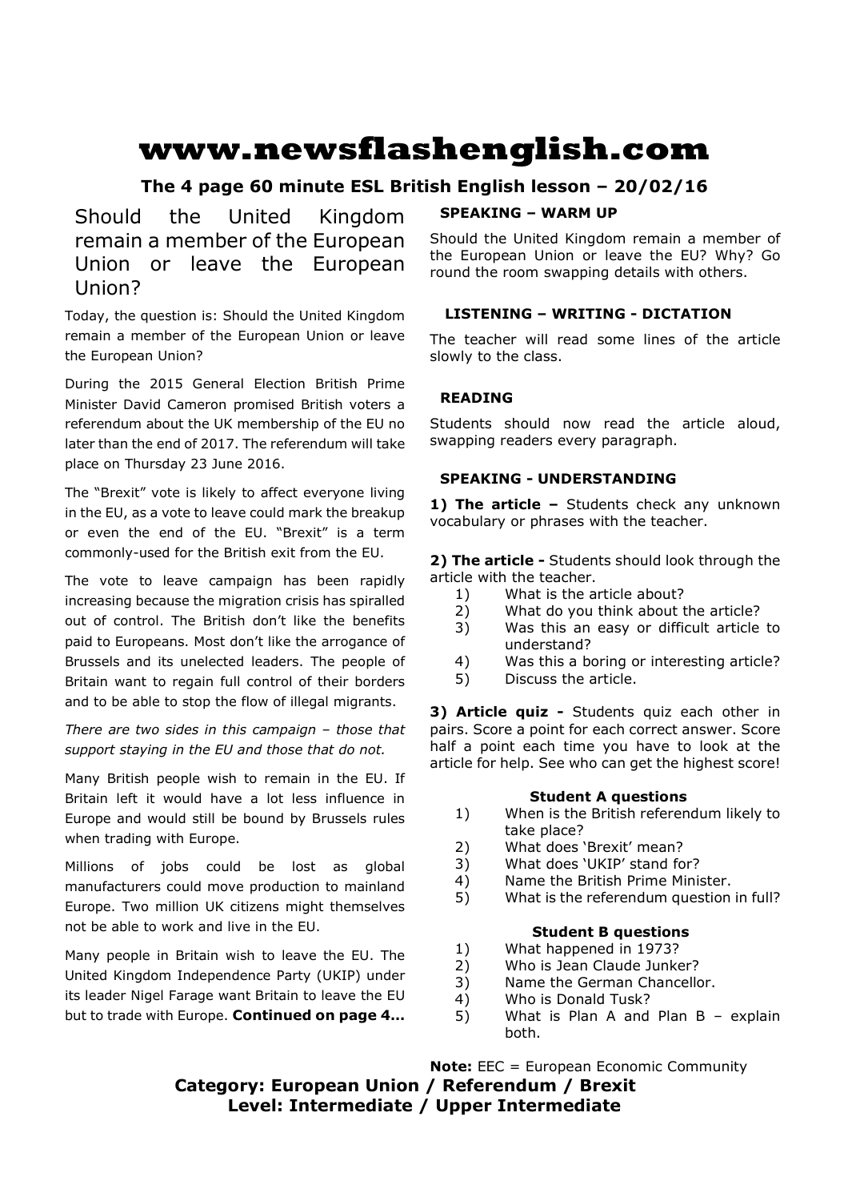# www.newsflashenglish.com

**The 4 page 60 minute ESL British English lesson – 20/02/16**

## Should the United Kingdom remain a member of the European Union or leave the European Union?

Today, the question is: Should the United Kingdom remain a member of the European Union or leave the European Union?

During the 2015 General Election British Prime Minister David Cameron promised British voters a referendum about the UK membership of the EU no later than the end of 2017. The referendum will take place on Thursday 23 June 2016.

The "Brexit" vote is likely to affect everyone living in the EU, as a vote to leave could mark the breakup or even the end of the EU. "Brexit" is a term commonly-used for the British exit from the EU.

The vote to leave campaign has been rapidly increasing because the migration crisis has spiralled out of control. The British don't like the benefits paid to Europeans. Most don't like the arrogance of Brussels and its unelected leaders. The people of Britain want to regain full control of their borders and to be able to stop the flow of illegal migrants.

*There are two sides in this campaign – those that support staying in the EU and those that do not.*

Many British people wish to remain in the EU. If Britain left it would have a lot less influence in Europe and would still be bound by Brussels rules when trading with Europe.

Millions of jobs could be lost as global manufacturers could move production to mainland Europe. Two million UK citizens might themselves not be able to work and live in the EU.

Many people in Britain wish to leave the EU. The United Kingdom Independence Party (UKIP) under its leader Nigel Farage want Britain to leave the EU but to trade with Europe. **Continued on page 4…**

### SPEAKING – WARM UP

Should the United Kingdom remain a member of the European Union or leave the EU? Why? Go round the room swapping details with others.

### LISTENING – WRITING - DICTATION

The teacher will read some lines of the article slowly to the class.

### READING

Students should now read the article aloud, swapping readers every paragraph.

### SPEAKING - UNDERSTANDING

**1) The article –** Students check any unknown vocabulary or phrases with the teacher.

**2) The article -** Students should look through the article with the teacher.

1) What is the article about?
2) What do you think about the article?
3) Was this an easy or difficult article to understand?
4) Was this a boring or interesting article?
5) Discuss the article.

**3) Article quiz -** Students quiz each other in pairs. Score a point for each correct answer. Score half a point each time you have to look at the article for help. See who can get the highest score!

**Student A questions**

1) When is the British referendum likely to take place?
2) What does 'Brexit' mean?
3) What does 'UKIP' stand for?
4) Name the British Prime Minister.
5) What is the referendum question in full?

**Student B questions**

1) What happened in 1973?
2) Who is Jean Claude Junker?
3) Name the German Chancellor.
4) Who is Donald Tusk?
5) What is Plan A and Plan B – explain both.

**Note:** EEC = European Economic Community

**Category: European Union / Referendum / Brexit**
**Level: Intermediate / Upper Intermediate**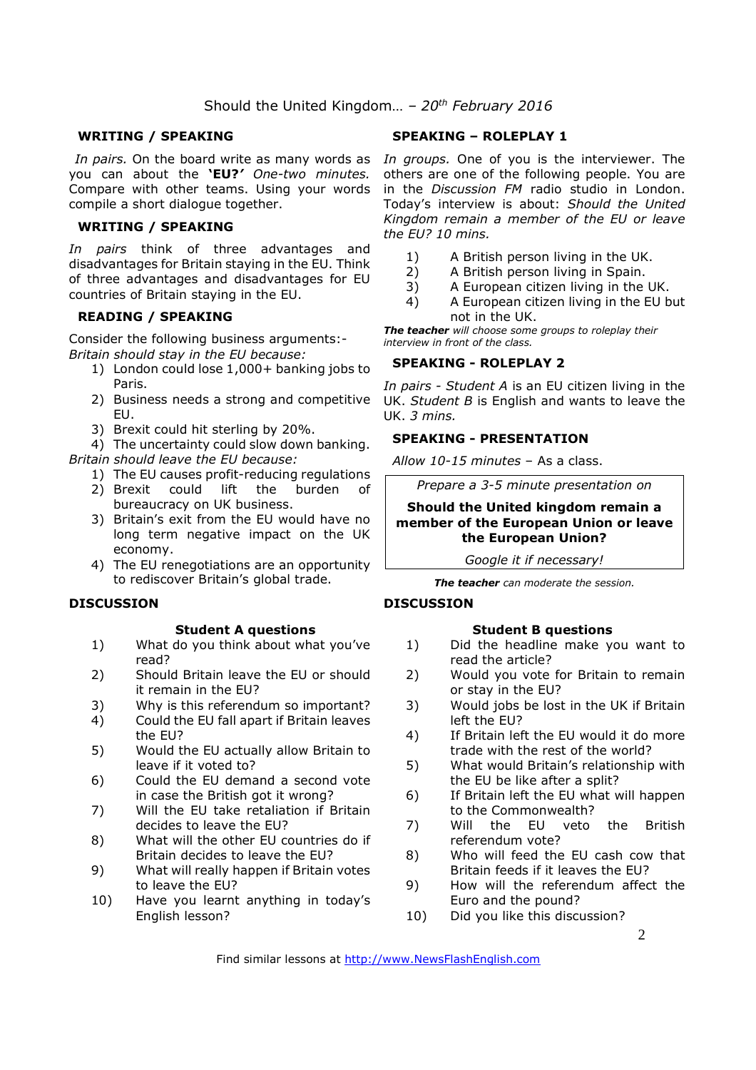Should the United Kingdom… – *20th February 2016*

## WRITING / SPEAKING

*In pairs.* On the board write as many words as you can about the **'EU?'** *One-two minutes.* Compare with other teams. Using your words compile a short dialogue together.

## WRITING / SPEAKING

*In pairs* think of three advantages and disadvantages for Britain staying in the EU. Think of three advantages and disadvantages for EU countries of Britain staying in the EU.

## READING / SPEAKING

Consider the following business arguments:-

*Britain should stay in the EU because:*

1) London could lose 1,000+ banking jobs to Paris.
2) Business needs a strong and competitive EU.
3) Brexit could hit sterling by 20%.
4) The uncertainty could slow down banking.

*Britain should leave the EU because:*

1) The EU causes profit-reducing regulations
2) Brexit could lift the burden of bureaucracy on UK business.
3) Britain's exit from the EU would have no long term negative impact on the UK economy.
4) The EU renegotiations are an opportunity to rediscover Britain's global trade.

## DISCUSSION

### Student A questions

1) What do you think about what you've read?
2) Should Britain leave the EU or should it remain in the EU?
3) Why is this referendum so important?
4) Could the EU fall apart if Britain leaves the EU?
5) Would the EU actually allow Britain to leave if it voted to?
6) Could the EU demand a second vote in case the British got it wrong?
7) Will the EU take retaliation if Britain decides to leave the EU?
8) What will the other EU countries do if Britain decides to leave the EU?
9) What will really happen if Britain votes to leave the EU?
10) Have you learnt anything in today's English lesson?

## SPEAKING – ROLEPLAY 1

*In groups.* One of you is the interviewer. The others are one of the following people. You are in the *Discussion FM* radio studio in London. Today's interview is about: *Should the United Kingdom remain a member of the EU or leave the EU? 10 mins.*

1) A British person living in the UK.
2) A British person living in Spain.
3) A European citizen living in the UK.
4) A European citizen living in the EU but not in the UK.

***The teacher** will choose some groups to roleplay their interview in front of the class.*

## SPEAKING - ROLEPLAY 2

*In pairs - Student A* is an EU citizen living in the UK. *Student B* is English and wants to leave the UK. *3 mins.*

## SPEAKING - PRESENTATION

*Allow 10-15 minutes* – As a class.

*Prepare a 3-5 minute presentation on*

**Should the United kingdom remain a member of the European Union or leave the European Union?**

*Google it if necessary!*

***The teacher** can moderate the session.*

## DISCUSSION

### Student B questions

1) Did the headline make you want to read the article?
2) Would you vote for Britain to remain or stay in the EU?
3) Would jobs be lost in the UK if Britain left the EU?
4) If Britain left the EU would it do more trade with the rest of the world?
5) What would Britain's relationship with the EU be like after a split?
6) If Britain left the EU what will happen to the Commonwealth?
7) Will the EU veto the British referendum vote?
8) Who will feed the EU cash cow that Britain feeds if it leaves the EU?
9) How will the referendum affect the Euro and the pound?
10) Did you like this discussion?

Find similar lessons at http://www.NewsFlashEnglish.com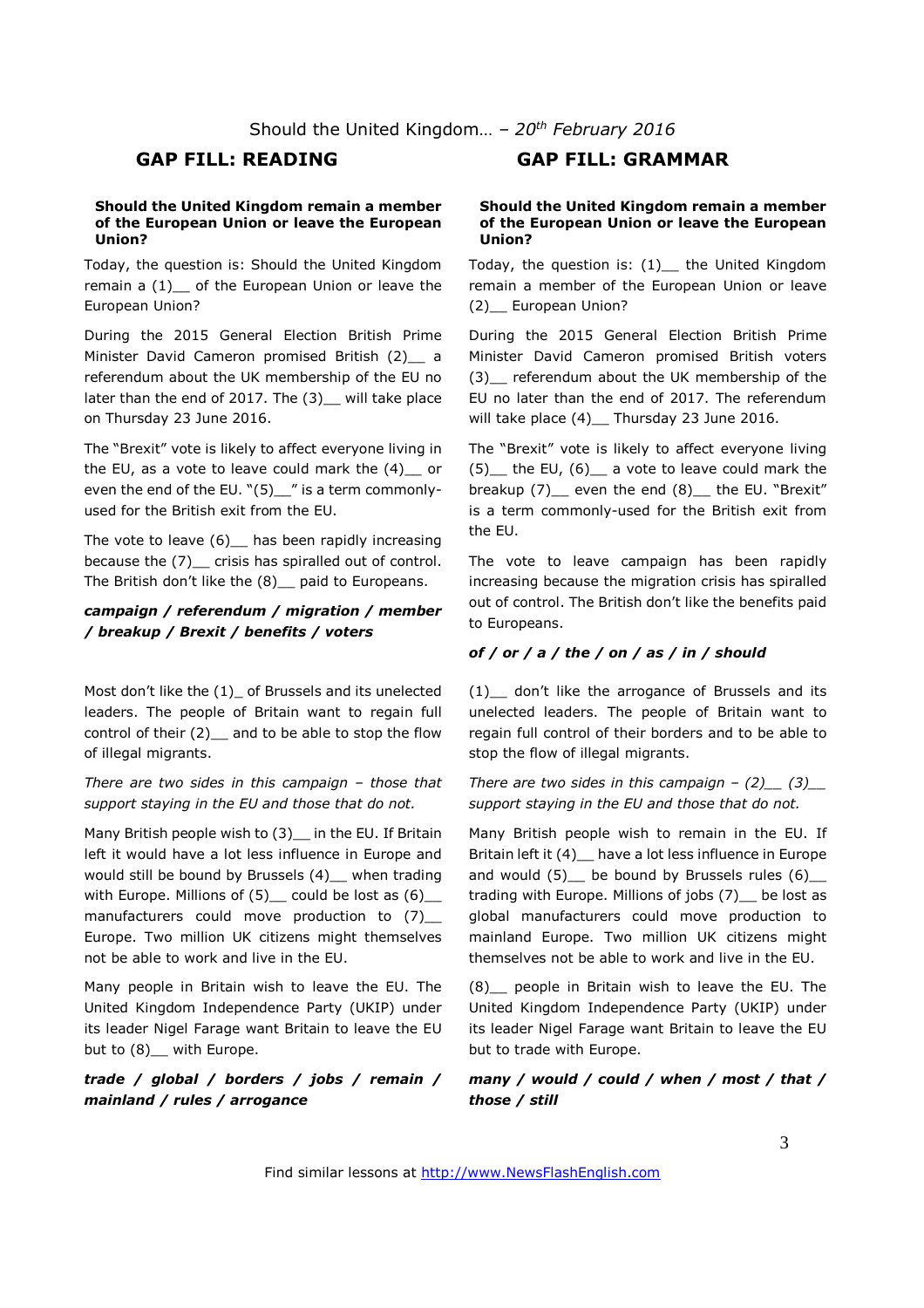Should the United Kingdom… – 20th February 2016

## GAP FILL: READING

**Should the United Kingdom remain a member of the European Union or leave the European Union?**

Today, the question is: Should the United Kingdom remain a (1)__ of the European Union or leave the European Union?

During the 2015 General Election British Prime Minister David Cameron promised British (2)__ a referendum about the UK membership of the EU no later than the end of 2017. The (3)__ will take place on Thursday 23 June 2016.

The "Brexit" vote is likely to affect everyone living in the EU, as a vote to leave could mark the (4)__ or even the end of the EU. "(5)__" is a term commonly-used for the British exit from the EU.

The vote to leave (6)__ has been rapidly increasing because the (7)__ crisis has spiralled out of control. The British don't like the (8)__ paid to Europeans.

***campaign / referendum / migration / member / breakup / Brexit / benefits / voters***

Most don't like the (1)_ of Brussels and its unelected leaders. The people of Britain want to regain full control of their (2)__ and to be able to stop the flow of illegal migrants.

*There are two sides in this campaign – those that support staying in the EU and those that do not.*

Many British people wish to (3)__ in the EU. If Britain left it would have a lot less influence in Europe and would still be bound by Brussels (4)__ when trading with Europe. Millions of (5)__ could be lost as (6)__ manufacturers could move production to (7)__ Europe. Two million UK citizens might themselves not be able to work and live in the EU.

Many people in Britain wish to leave the EU. The United Kingdom Independence Party (UKIP) under its leader Nigel Farage want Britain to leave the EU but to (8)__ with Europe.

***trade / global / borders / jobs / remain / mainland / rules / arrogance***

## GAP FILL: GRAMMAR

**Should the United Kingdom remain a member of the European Union or leave the European Union?**

Today, the question is: (1)__ the United Kingdom remain a member of the European Union or leave (2)__ European Union?

During the 2015 General Election British Prime Minister David Cameron promised British voters (3)__ referendum about the UK membership of the EU no later than the end of 2017. The referendum will take place (4)__ Thursday 23 June 2016.

The "Brexit" vote is likely to affect everyone living (5)__ the EU, (6)__ a vote to leave could mark the breakup (7)__ even the end (8)__ the EU. "Brexit" is a term commonly-used for the British exit from the EU.

The vote to leave campaign has been rapidly increasing because the migration crisis has spiralled out of control. The British don't like the benefits paid to Europeans.

***of / or / a / the / on / as / in / should***

(1)__ don't like the arrogance of Brussels and its unelected leaders. The people of Britain want to regain full control of their borders and to be able to stop the flow of illegal migrants.

*There are two sides in this campaign – (2)__ (3)__ support staying in the EU and those that do not.*

Many British people wish to remain in the EU. If Britain left it (4)__ have a lot less influence in Europe and would (5)__ be bound by Brussels rules (6)__ trading with Europe. Millions of jobs (7)__ be lost as global manufacturers could move production to mainland Europe. Two million UK citizens might themselves not be able to work and live in the EU.

(8)__ people in Britain wish to leave the EU. The United Kingdom Independence Party (UKIP) under its leader Nigel Farage want Britain to leave the EU but to trade with Europe.

***many / would / could / when / most / that / those / still***

Find similar lessons at http://www.NewsFlashEnglish.com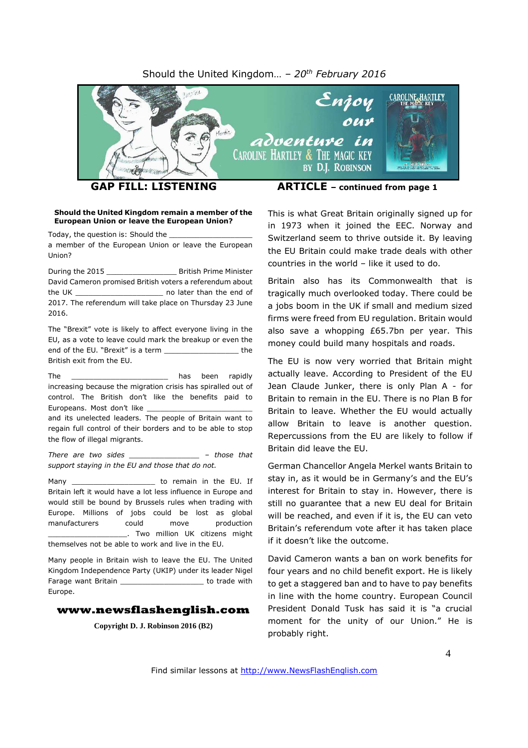Should the United Kingdom… – *20th February 2016*

## GAP FILL: LISTENING

**Should the United Kingdom remain a member of the European Union or leave the European Union?**

Today, the question is: Should the ________________ a member of the European Union or leave the European Union?

During the 2015 ________________ British Prime Minister David Cameron promised British voters a referendum about the UK ____________________ no later than the end of 2017. The referendum will take place on Thursday 23 June 2016.

The "Brexit" vote is likely to affect everyone living in the EU, as a vote to leave could mark the breakup or even the end of the EU. "Brexit" is a term ________________ the British exit from the EU.

The ______________________ has been rapidly increasing because the migration crisis has spiralled out of control. The British don't like the benefits paid to Europeans. Most don't like ________________________ and its unelected leaders. The people of Britain want to regain full control of their borders and to be able to stop the flow of illegal migrants.

*There are two sides ________________ – those that support staying in the EU and those that do not.*

Many ___________________ to remain in the EU. If Britain left it would have a lot less influence in Europe and would still be bound by Brussels rules when trading with Europe. Millions of jobs could be lost as global manufacturers could move production __________________. Two million UK citizens might themselves not be able to work and live in the EU.

Many people in Britain wish to leave the EU. The United Kingdom Independence Party (UKIP) under its leader Nigel Farage want Britain ___________________ to trade with Europe.

**www.newsflashenglish.com**

**Copyright D. J. Robinson 2016 (B2)**

## ARTICLE – continued from page 1

This is what Great Britain originally signed up for in 1973 when it joined the EEC. Norway and Switzerland seem to thrive outside it. By leaving the EU Britain could make trade deals with other countries in the world – like it used to do.

Britain also has its Commonwealth that is tragically much overlooked today. There could be a jobs boom in the UK if small and medium sized firms were freed from EU regulation. Britain would also save a whopping £65.7bn per year. This money could build many hospitals and roads.

The EU is now very worried that Britain might actually leave. According to President of the EU Jean Claude Junker, there is only Plan A - for Britain to remain in the EU. There is no Plan B for Britain to leave. Whether the EU would actually allow Britain to leave is another question. Repercussions from the EU are likely to follow if Britain did leave the EU.

German Chancellor Angela Merkel wants Britain to stay in, as it would be in Germany's and the EU's interest for Britain to stay in. However, there is still no guarantee that a new EU deal for Britain will be reached, and even if it is, the EU can veto Britain's referendum vote after it has taken place if it doesn't like the outcome.

David Cameron wants a ban on work benefits for four years and no child benefit export. He is likely to get a staggered ban and to have to pay benefits in line with the home country. European Council President Donald Tusk has said it is "a crucial moment for the unity of our Union." He is probably right.

Find similar lessons at http://www.NewsFlashEnglish.com